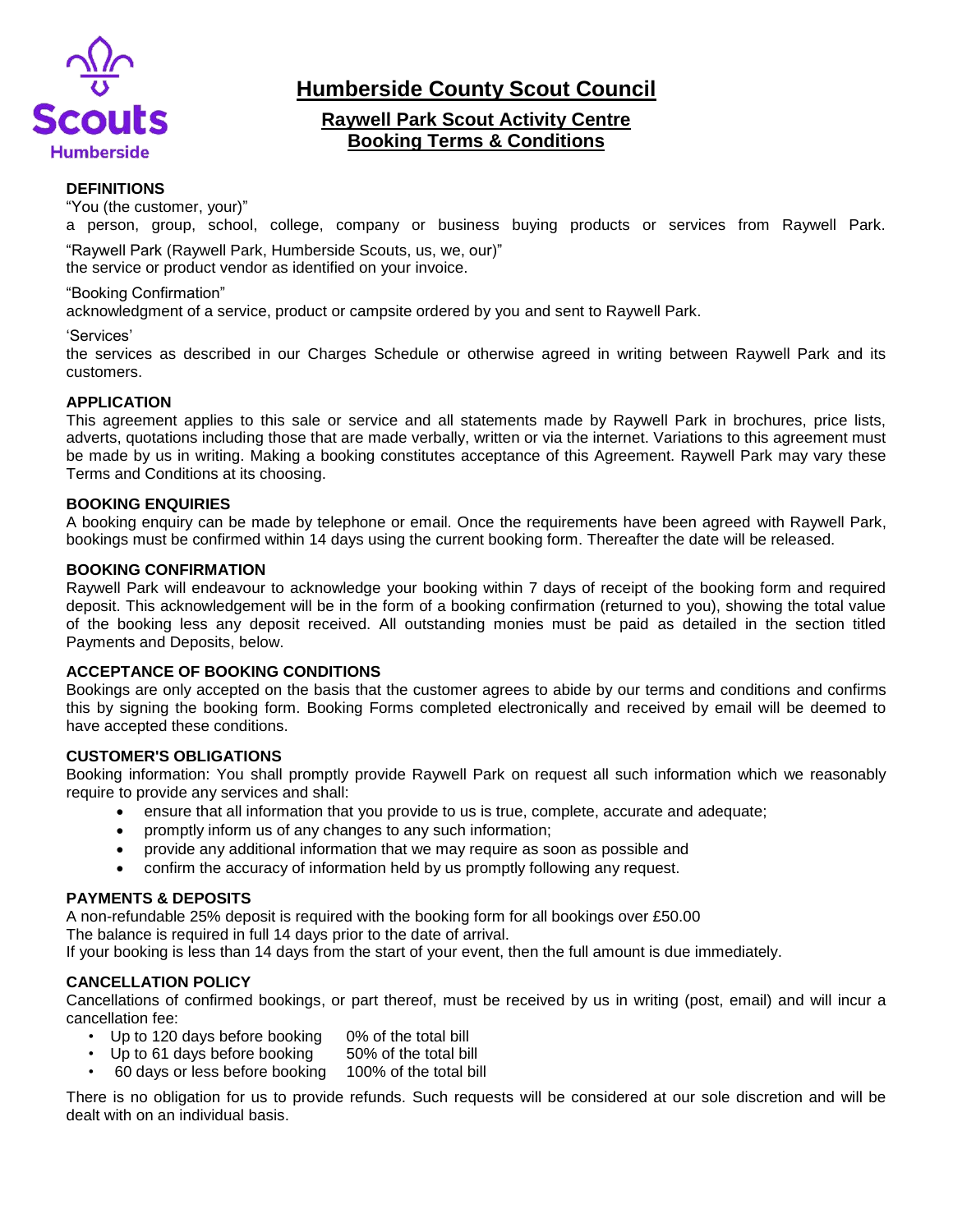# Humberside County Scout Council

## Raywell Park Scout Activity Centre
## Booking Terms & Conditions

**DEFINITIONS**

"You (the customer, your)"
a person, group, school, college, company or business buying products or services from Raywell Park.

"Raywell Park (Raywell Park, Humberside Scouts, us, we, our)"
the service or product vendor as identified on your invoice.

"Booking Confirmation"
acknowledgment of a service, product or campsite ordered by you and sent to Raywell Park.

'Services'
the services as described in our Charges Schedule or otherwise agreed in writing between Raywell Park and its customers.

**APPLICATION**

This agreement applies to this sale or service and all statements made by Raywell Park in brochures, price lists, adverts, quotations including those that are made verbally, written or via the internet. Variations to this agreement must be made by us in writing. Making a booking constitutes acceptance of this Agreement. Raywell Park may vary these Terms and Conditions at its choosing.

**BOOKING ENQUIRIES**

A booking enquiry can be made by telephone or email. Once the requirements have been agreed with Raywell Park, bookings must be confirmed within 14 days using the current booking form. Thereafter the date will be released.

**BOOKING CONFIRMATION**

Raywell Park will endeavour to acknowledge your booking within 7 days of receipt of the booking form and required deposit. This acknowledgement will be in the form of a booking confirmation (returned to you), showing the total value of the booking less any deposit received. All outstanding monies must be paid as detailed in the section titled Payments and Deposits, below.

**ACCEPTANCE OF BOOKING CONDITIONS**

Bookings are only accepted on the basis that the customer agrees to abide by our terms and conditions and confirms this by signing the booking form. Booking Forms completed electronically and received by email will be deemed to have accepted these conditions.

**CUSTOMER'S OBLIGATIONS**

Booking information: You shall promptly provide Raywell Park on request all such information which we reasonably require to provide any services and shall:

- ensure that all information that you provide to us is true, complete, accurate and adequate;
- promptly inform us of any changes to any such information;
- provide any additional information that we may require as soon as possible and
- confirm the accuracy of information held by us promptly following any request.

**PAYMENTS & DEPOSITS**

A non-refundable 25% deposit is required with the booking form for all bookings over £50.00
The balance is required in full 14 days prior to the date of arrival.
If your booking is less than 14 days from the start of your event, then the full amount is due immediately.

**CANCELLATION POLICY**

Cancellations of confirmed bookings, or part thereof, must be received by us in writing (post, email) and will incur a cancellation fee:

- Up to 120 days before booking — 0% of the total bill
- Up to 61 days before booking — 50% of the total bill
- 60 days or less before booking — 100% of the total bill

There is no obligation for us to provide refunds. Such requests will be considered at our sole discretion and will be dealt with on an individual basis.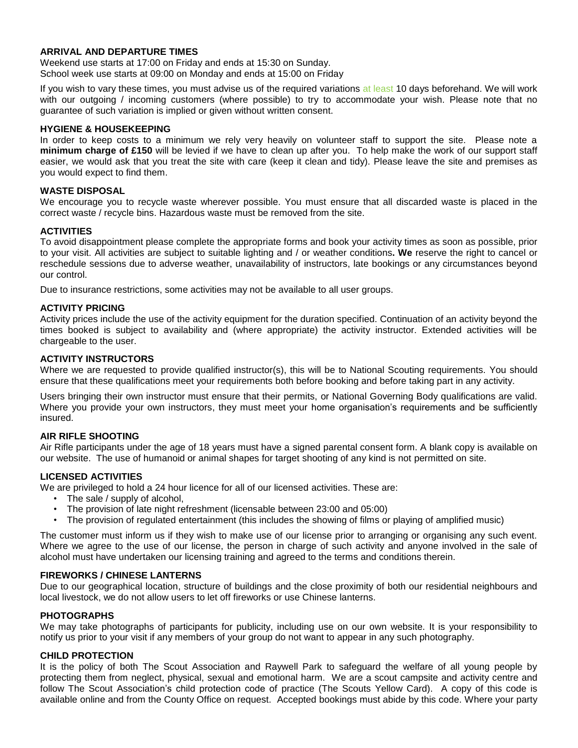### ARRIVAL AND DEPARTURE TIMES

Weekend use starts at 17:00 on Friday and ends at 15:30 on Sunday.
School week use starts at 09:00 on Monday and ends at 15:00 on Friday

If you wish to vary these times, you must advise us of the required variations at least 10 days beforehand. We will work with our outgoing / incoming customers (where possible) to try to accommodate your wish. Please note that no guarantee of such variation is implied or given without written consent.

### HYGIENE & HOUSEKEEPING

In order to keep costs to a minimum we rely very heavily on volunteer staff to support the site. Please note a **minimum charge of £150** will be levied if we have to clean up after you. To help make the work of our support staff easier, we would ask that you treat the site with care (keep it clean and tidy). Please leave the site and premises as you would expect to find them.

### WASTE DISPOSAL

We encourage you to recycle waste wherever possible. You must ensure that all discarded waste is placed in the correct waste / recycle bins. Hazardous waste must be removed from the site.

### ACTIVITIES

To avoid disappointment please complete the appropriate forms and book your activity times as soon as possible, prior to your visit. All activities are subject to suitable lighting and / or weather conditions**. We** reserve the right to cancel or reschedule sessions due to adverse weather, unavailability of instructors, late bookings or any circumstances beyond our control.

Due to insurance restrictions, some activities may not be available to all user groups.

### ACTIVITY PRICING

Activity prices include the use of the activity equipment for the duration specified. Continuation of an activity beyond the times booked is subject to availability and (where appropriate) the activity instructor. Extended activities will be chargeable to the user.

### ACTIVITY INSTRUCTORS

Where we are requested to provide qualified instructor(s), this will be to National Scouting requirements. You should ensure that these qualifications meet your requirements both before booking and before taking part in any activity.

Users bringing their own instructor must ensure that their permits, or National Governing Body qualifications are valid. Where you provide your own instructors, they must meet your home organisation's requirements and be sufficiently insured.

### AIR RIFLE SHOOTING

Air Rifle participants under the age of 18 years must have a signed parental consent form. A blank copy is available on our website. The use of humanoid or animal shapes for target shooting of any kind is not permitted on site.

### LICENSED ACTIVITIES

We are privileged to hold a 24 hour licence for all of our licensed activities. These are:

- The sale / supply of alcohol,
- The provision of late night refreshment (licensable between 23:00 and 05:00)
- The provision of regulated entertainment (this includes the showing of films or playing of amplified music)

The customer must inform us if they wish to make use of our license prior to arranging or organising any such event. Where we agree to the use of our license, the person in charge of such activity and anyone involved in the sale of alcohol must have undertaken our licensing training and agreed to the terms and conditions therein.

### FIREWORKS / CHINESE LANTERNS

Due to our geographical location, structure of buildings and the close proximity of both our residential neighbours and local livestock, we do not allow users to let off fireworks or use Chinese lanterns.

### PHOTOGRAPHS

We may take photographs of participants for publicity, including use on our own website. It is your responsibility to notify us prior to your visit if any members of your group do not want to appear in any such photography.

### CHILD PROTECTION

It is the policy of both The Scout Association and Raywell Park to safeguard the welfare of all young people by protecting them from neglect, physical, sexual and emotional harm. We are a scout campsite and activity centre and follow The Scout Association's child protection code of practice (The Scouts Yellow Card). A copy of this code is available online and from the County Office on request. Accepted bookings must abide by this code. Where your party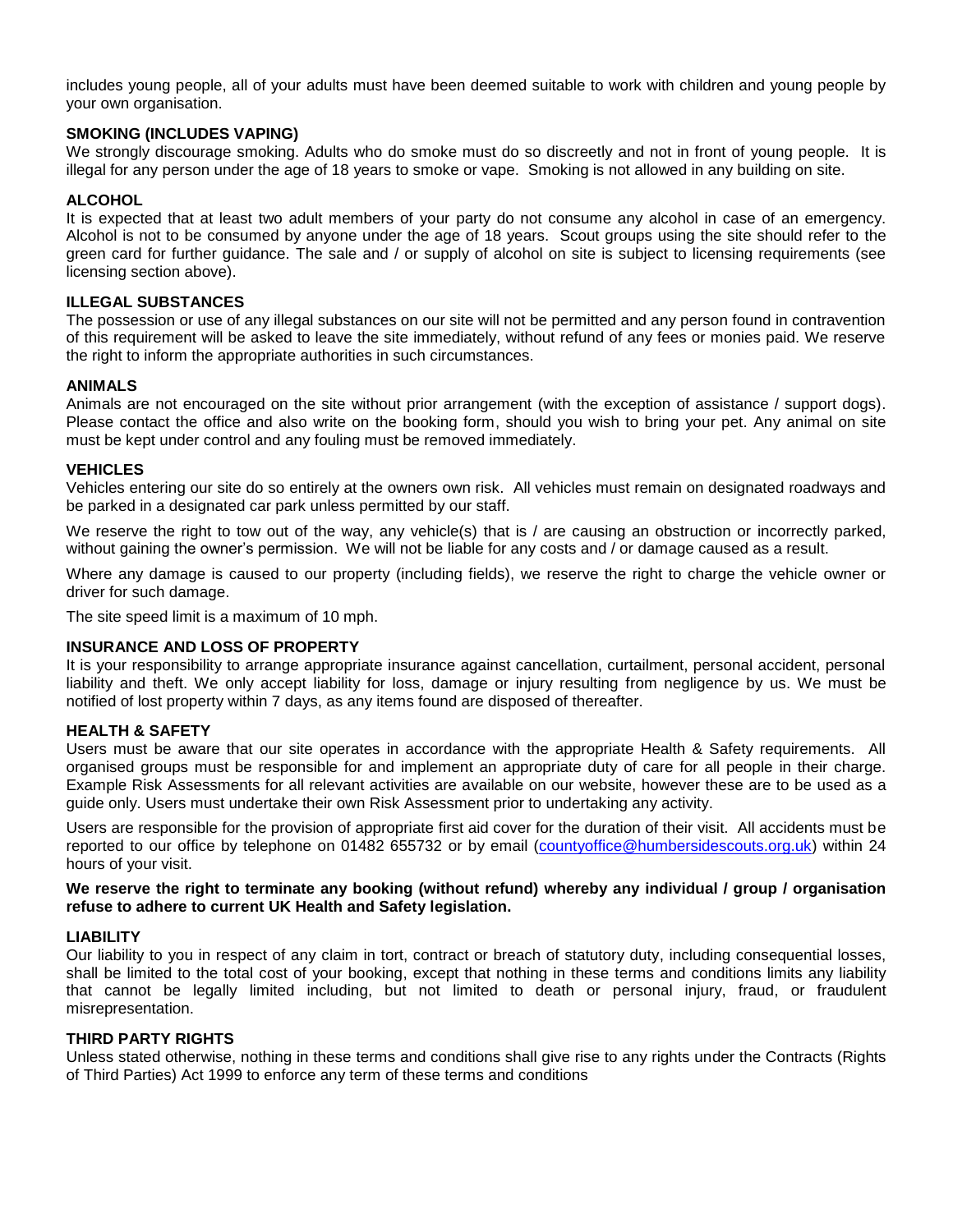includes young people, all of your adults must have been deemed suitable to work with children and young people by your own organisation.

**SMOKING (INCLUDES VAPING)**

We strongly discourage smoking. Adults who do smoke must do so discreetly and not in front of young people. It is illegal for any person under the age of 18 years to smoke or vape. Smoking is not allowed in any building on site.

**ALCOHOL**

It is expected that at least two adult members of your party do not consume any alcohol in case of an emergency. Alcohol is not to be consumed by anyone under the age of 18 years. Scout groups using the site should refer to the green card for further guidance. The sale and / or supply of alcohol on site is subject to licensing requirements (see licensing section above).

**ILLEGAL SUBSTANCES**

The possession or use of any illegal substances on our site will not be permitted and any person found in contravention of this requirement will be asked to leave the site immediately, without refund of any fees or monies paid. We reserve the right to inform the appropriate authorities in such circumstances.

**ANIMALS**

Animals are not encouraged on the site without prior arrangement (with the exception of assistance / support dogs). Please contact the office and also write on the booking form, should you wish to bring your pet. Any animal on site must be kept under control and any fouling must be removed immediately.

**VEHICLES**

Vehicles entering our site do so entirely at the owners own risk. All vehicles must remain on designated roadways and be parked in a designated car park unless permitted by our staff.

We reserve the right to tow out of the way, any vehicle(s) that is / are causing an obstruction or incorrectly parked, without gaining the owner's permission. We will not be liable for any costs and / or damage caused as a result.

Where any damage is caused to our property (including fields), we reserve the right to charge the vehicle owner or driver for such damage.

The site speed limit is a maximum of 10 mph.

**INSURANCE AND LOSS OF PROPERTY**

It is your responsibility to arrange appropriate insurance against cancellation, curtailment, personal accident, personal liability and theft. We only accept liability for loss, damage or injury resulting from negligence by us. We must be notified of lost property within 7 days, as any items found are disposed of thereafter.

**HEALTH & SAFETY**

Users must be aware that our site operates in accordance with the appropriate Health & Safety requirements. All organised groups must be responsible for and implement an appropriate duty of care for all people in their charge. Example Risk Assessments for all relevant activities are available on our website, however these are to be used as a guide only. Users must undertake their own Risk Assessment prior to undertaking any activity.

Users are responsible for the provision of appropriate first aid cover for the duration of their visit. All accidents must be reported to our office by telephone on 01482 655732 or by email (countyoffice@humbersidescouts.org.uk) within 24 hours of your visit.

**We reserve the right to terminate any booking (without refund) whereby any individual / group / organisation refuse to adhere to current UK Health and Safety legislation.**

**LIABILITY**

Our liability to you in respect of any claim in tort, contract or breach of statutory duty, including consequential losses, shall be limited to the total cost of your booking, except that nothing in these terms and conditions limits any liability that cannot be legally limited including, but not limited to death or personal injury, fraud, or fraudulent misrepresentation.

**THIRD PARTY RIGHTS**

Unless stated otherwise, nothing in these terms and conditions shall give rise to any rights under the Contracts (Rights of Third Parties) Act 1999 to enforce any term of these terms and conditions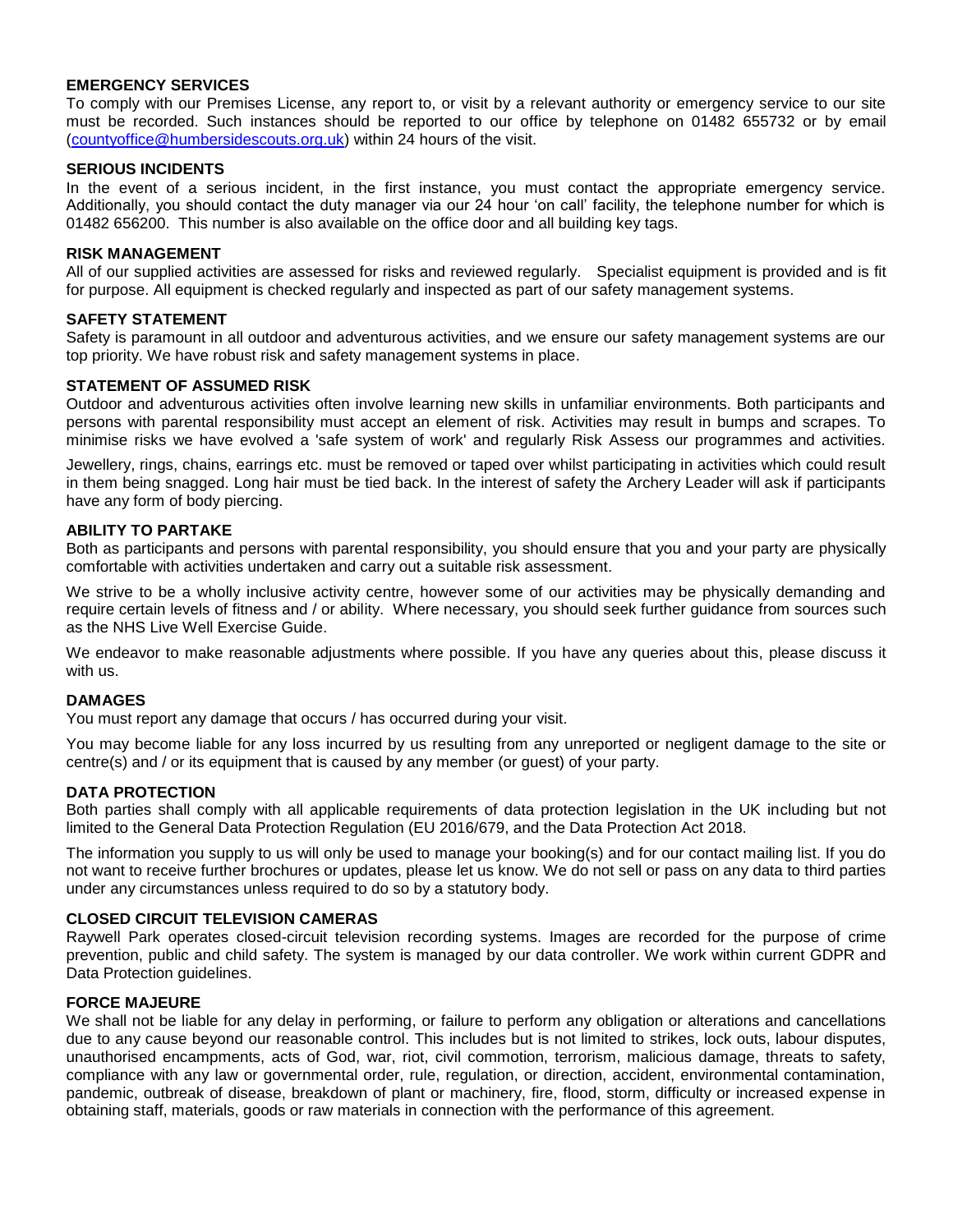**EMERGENCY SERVICES**

To comply with our Premises License, any report to, or visit by a relevant authority or emergency service to our site must be recorded. Such instances should be reported to our office by telephone on 01482 655732 or by email (countyoffice@humbersidescouts.org.uk) within 24 hours of the visit.

**SERIOUS INCIDENTS**

In the event of a serious incident, in the first instance, you must contact the appropriate emergency service. Additionally, you should contact the duty manager via our 24 hour 'on call' facility, the telephone number for which is 01482 656200. This number is also available on the office door and all building key tags.

**RISK MANAGEMENT**

All of our supplied activities are assessed for risks and reviewed regularly. Specialist equipment is provided and is fit for purpose. All equipment is checked regularly and inspected as part of our safety management systems.

**SAFETY STATEMENT**

Safety is paramount in all outdoor and adventurous activities, and we ensure our safety management systems are our top priority. We have robust risk and safety management systems in place.

**STATEMENT OF ASSUMED RISK**

Outdoor and adventurous activities often involve learning new skills in unfamiliar environments. Both participants and persons with parental responsibility must accept an element of risk. Activities may result in bumps and scrapes. To minimise risks we have evolved a 'safe system of work' and regularly Risk Assess our programmes and activities.

Jewellery, rings, chains, earrings etc. must be removed or taped over whilst participating in activities which could result in them being snagged. Long hair must be tied back. In the interest of safety the Archery Leader will ask if participants have any form of body piercing.

**ABILITY TO PARTAKE**

Both as participants and persons with parental responsibility, you should ensure that you and your party are physically comfortable with activities undertaken and carry out a suitable risk assessment.

We strive to be a wholly inclusive activity centre, however some of our activities may be physically demanding and require certain levels of fitness and / or ability. Where necessary, you should seek further guidance from sources such as the NHS Live Well Exercise Guide.

We endeavor to make reasonable adjustments where possible. If you have any queries about this, please discuss it with us.

**DAMAGES**

You must report any damage that occurs / has occurred during your visit.

You may become liable for any loss incurred by us resulting from any unreported or negligent damage to the site or centre(s) and / or its equipment that is caused by any member (or guest) of your party.

**DATA PROTECTION**

Both parties shall comply with all applicable requirements of data protection legislation in the UK including but not limited to the General Data Protection Regulation (EU 2016/679, and the Data Protection Act 2018.

The information you supply to us will only be used to manage your booking(s) and for our contact mailing list. If you do not want to receive further brochures or updates, please let us know. We do not sell or pass on any data to third parties under any circumstances unless required to do so by a statutory body.

**CLOSED CIRCUIT TELEVISION CAMERAS**

Raywell Park operates closed-circuit television recording systems. Images are recorded for the purpose of crime prevention, public and child safety. The system is managed by our data controller. We work within current GDPR and Data Protection guidelines.

**FORCE MAJEURE**

We shall not be liable for any delay in performing, or failure to perform any obligation or alterations and cancellations due to any cause beyond our reasonable control. This includes but is not limited to strikes, lock outs, labour disputes, unauthorised encampments, acts of God, war, riot, civil commotion, terrorism, malicious damage, threats to safety, compliance with any law or governmental order, rule, regulation, or direction, accident, environmental contamination, pandemic, outbreak of disease, breakdown of plant or machinery, fire, flood, storm, difficulty or increased expense in obtaining staff, materials, goods or raw materials in connection with the performance of this agreement.